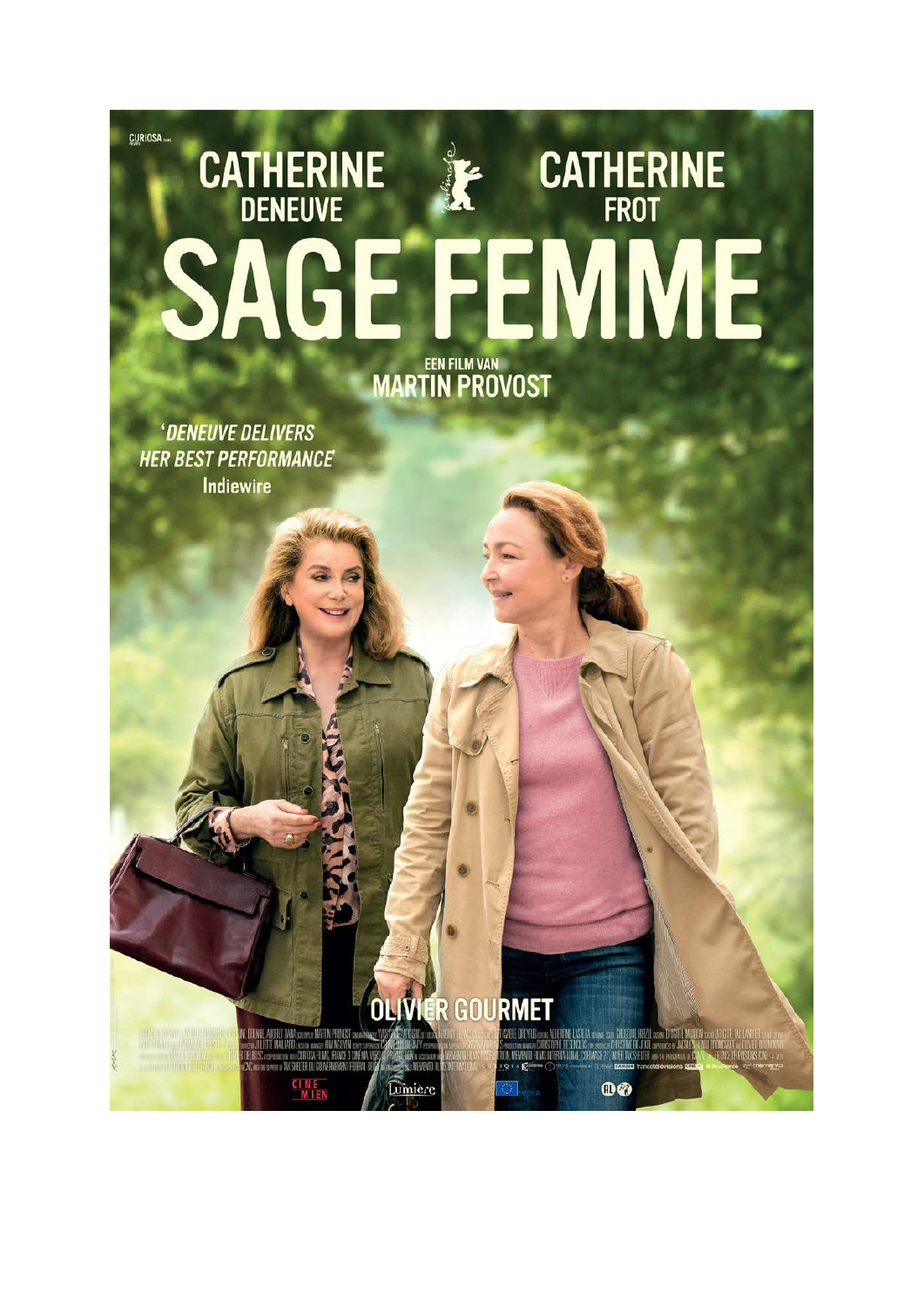CURIOSA

# CATHERINE DENEUVE

# CATHERINE FROT

# SAGE FEMME

EEN FILM VAN
**MARTIN PROVOST**

*'DENEUVE DELIVERS HER BEST PERFORMANCE'*
Indiewire

**OLIVIER GOURMET**

CINEMIEN

Lumière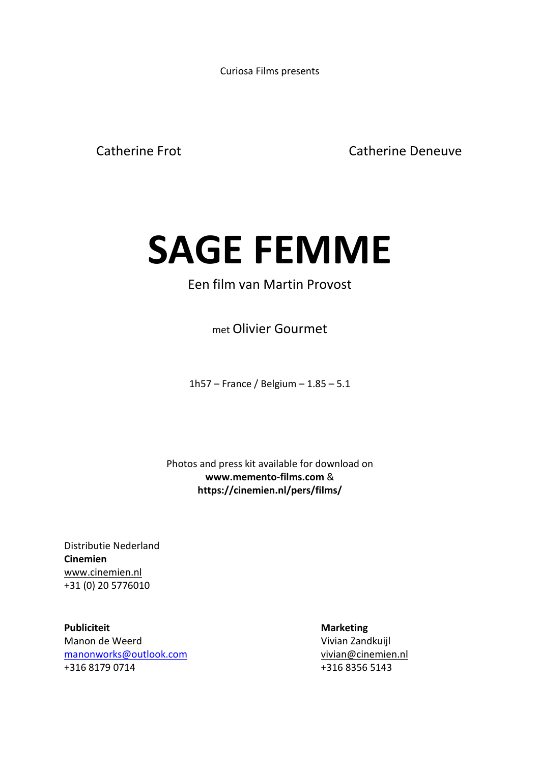Curiosa Films presents

Catherine Frot

Catherine Deneuve

# SAGE FEMME

Een film van Martin Provost

met Olivier Gourmet

1h57 – France / Belgium – 1.85 – 5.1

Photos and press kit available for download on
**www.memento-films.com** &
**https://cinemien.nl/pers/films/**

Distributie Nederland
**Cinemien**
www.cinemien.nl
+31 (0) 20 5776010

**Publiciteit**
Manon de Weerd
manonworks@outlook.com
+316 8179 0714

**Marketing**
Vivian Zandkuijl
vivian@cinemien.nl
+316 8356 5143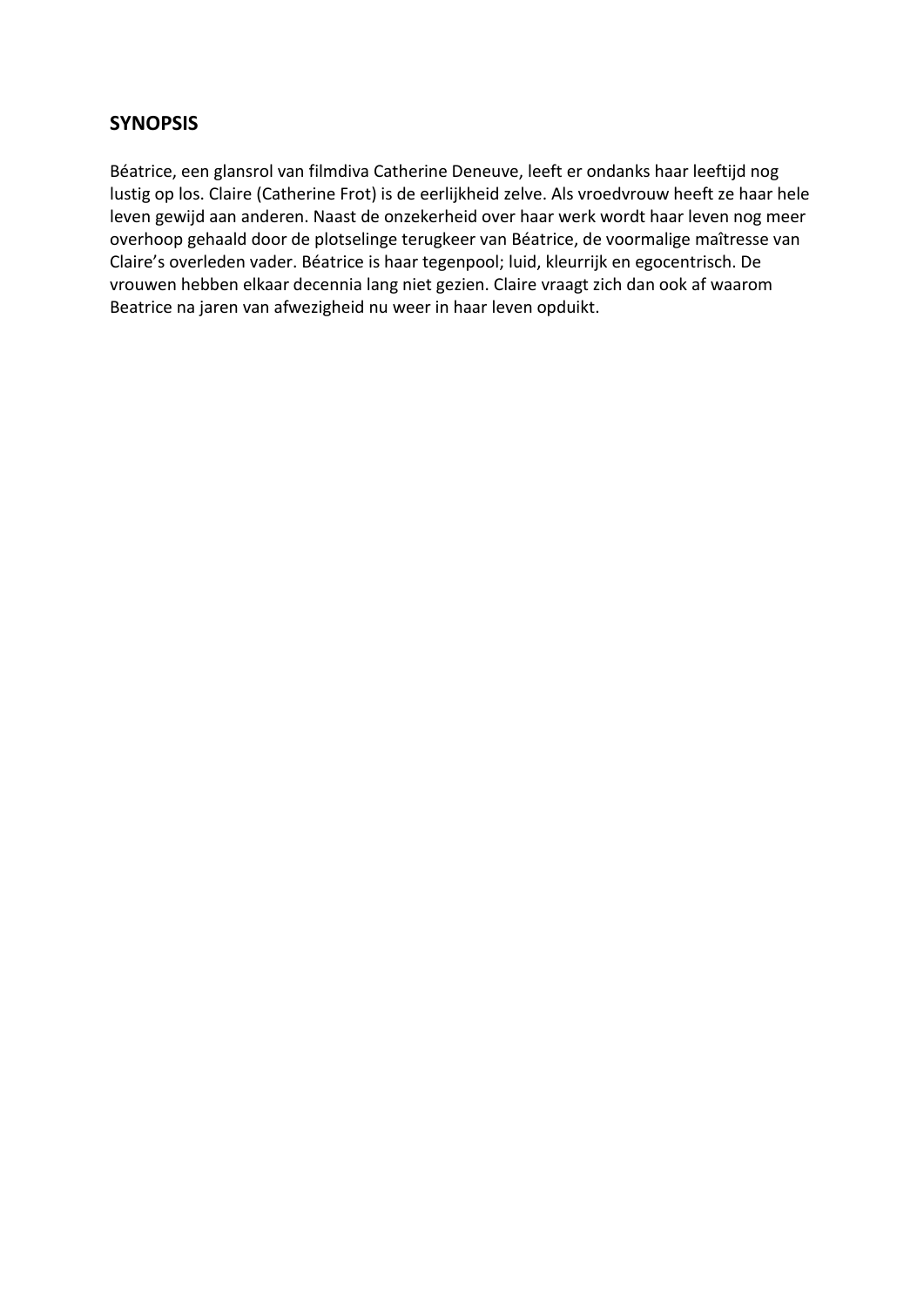## SYNOPSIS

Béatrice, een glansrol van filmdiva Catherine Deneuve, leeft er ondanks haar leeftijd nog lustig op los. Claire (Catherine Frot) is de eerlijkheid zelve. Als vroedvrouw heeft ze haar hele leven gewijd aan anderen. Naast de onzekerheid over haar werk wordt haar leven nog meer overhoop gehaald door de plotselinge terugkeer van Béatrice, de voormalige maîtresse van Claire's overleden vader. Béatrice is haar tegenpool; luid, kleurrijk en egocentrisch. De vrouwen hebben elkaar decennia lang niet gezien. Claire vraagt zich dan ook af waarom Beatrice na jaren van afwezigheid nu weer in haar leven opduikt.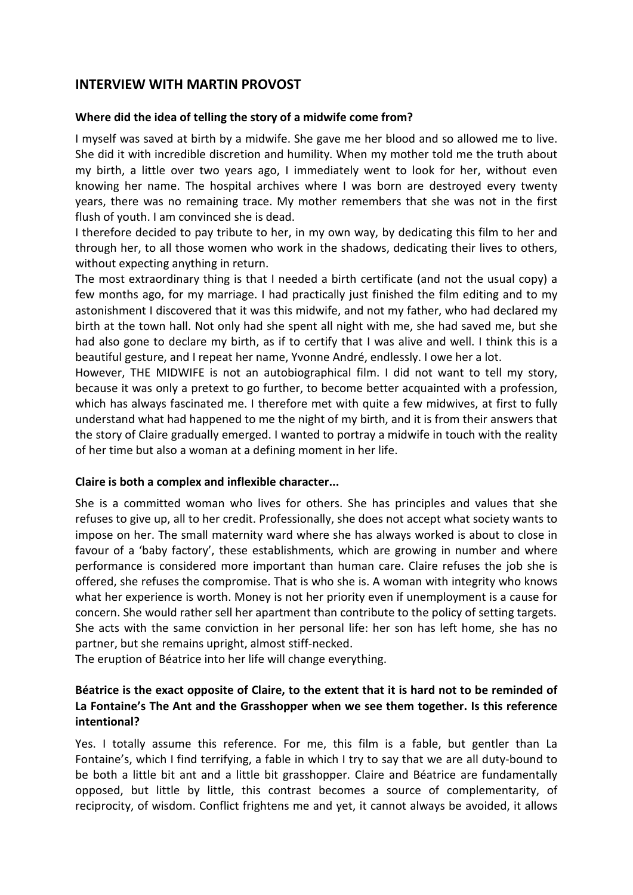## INTERVIEW WITH MARTIN PROVOST

**Where did the idea of telling the story of a midwife come from?**

I myself was saved at birth by a midwife. She gave me her blood and so allowed me to live. She did it with incredible discretion and humility. When my mother told me the truth about my birth, a little over two years ago, I immediately went to look for her, without even knowing her name. The hospital archives where I was born are destroyed every twenty years, there was no remaining trace. My mother remembers that she was not in the first flush of youth. I am convinced she is dead.

I therefore decided to pay tribute to her, in my own way, by dedicating this film to her and through her, to all those women who work in the shadows, dedicating their lives to others, without expecting anything in return.

The most extraordinary thing is that I needed a birth certificate (and not the usual copy) a few months ago, for my marriage. I had practically just finished the film editing and to my astonishment I discovered that it was this midwife, and not my father, who had declared my birth at the town hall. Not only had she spent all night with me, she had saved me, but she had also gone to declare my birth, as if to certify that I was alive and well. I think this is a beautiful gesture, and I repeat her name, Yvonne André, endlessly. I owe her a lot.

However, THE MIDWIFE is not an autobiographical film. I did not want to tell my story, because it was only a pretext to go further, to become better acquainted with a profession, which has always fascinated me. I therefore met with quite a few midwives, at first to fully understand what had happened to me the night of my birth, and it is from their answers that the story of Claire gradually emerged. I wanted to portray a midwife in touch with the reality of her time but also a woman at a defining moment in her life.

**Claire is both a complex and inflexible character...**

She is a committed woman who lives for others. She has principles and values that she refuses to give up, all to her credit. Professionally, she does not accept what society wants to impose on her. The small maternity ward where she has always worked is about to close in favour of a 'baby factory', these establishments, which are growing in number and where performance is considered more important than human care. Claire refuses the job she is offered, she refuses the compromise. That is who she is. A woman with integrity who knows what her experience is worth. Money is not her priority even if unemployment is a cause for concern. She would rather sell her apartment than contribute to the policy of setting targets. She acts with the same conviction in her personal life: her son has left home, she has no partner, but she remains upright, almost stiff-necked.

The eruption of Béatrice into her life will change everything.

**Béatrice is the exact opposite of Claire, to the extent that it is hard not to be reminded of La Fontaine's The Ant and the Grasshopper when we see them together. Is this reference intentional?**

Yes. I totally assume this reference. For me, this film is a fable, but gentler than La Fontaine's, which I find terrifying, a fable in which I try to say that we are all duty-bound to be both a little bit ant and a little bit grasshopper. Claire and Béatrice are fundamentally opposed, but little by little, this contrast becomes a source of complementarity, of reciprocity, of wisdom. Conflict frightens me and yet, it cannot always be avoided, it allows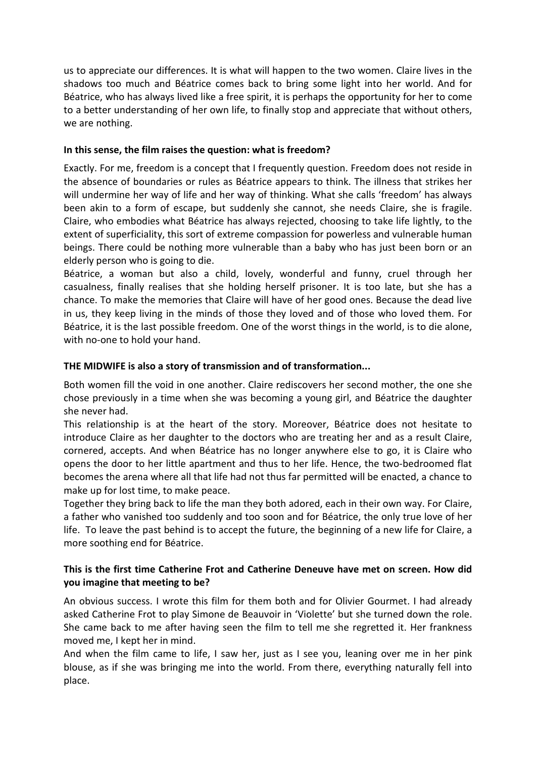us to appreciate our differences. It is what will happen to the two women. Claire lives in the shadows too much and Béatrice comes back to bring some light into her world. And for Béatrice, who has always lived like a free spirit, it is perhaps the opportunity for her to come to a better understanding of her own life, to finally stop and appreciate that without others, we are nothing.

**In this sense, the film raises the question: what is freedom?**

Exactly. For me, freedom is a concept that I frequently question. Freedom does not reside in the absence of boundaries or rules as Béatrice appears to think. The illness that strikes her will undermine her way of life and her way of thinking. What she calls 'freedom' has always been akin to a form of escape, but suddenly she cannot, she needs Claire, she is fragile. Claire, who embodies what Béatrice has always rejected, choosing to take life lightly, to the extent of superficiality, this sort of extreme compassion for powerless and vulnerable human beings. There could be nothing more vulnerable than a baby who has just been born or an elderly person who is going to die.
Béatrice, a woman but also a child, lovely, wonderful and funny, cruel through her casualness, finally realises that she holding herself prisoner. It is too late, but she has a chance. To make the memories that Claire will have of her good ones. Because the dead live in us, they keep living in the minds of those they loved and of those who loved them. For Béatrice, it is the last possible freedom. One of the worst things in the world, is to die alone, with no-one to hold your hand.

**THE MIDWIFE is also a story of transmission and of transformation...**

Both women fill the void in one another. Claire rediscovers her second mother, the one she chose previously in a time when she was becoming a young girl, and Béatrice the daughter she never had.
This relationship is at the heart of the story. Moreover, Béatrice does not hesitate to introduce Claire as her daughter to the doctors who are treating her and as a result Claire, cornered, accepts. And when Béatrice has no longer anywhere else to go, it is Claire who opens the door to her little apartment and thus to her life. Hence, the two-bedroomed flat becomes the arena where all that life had not thus far permitted will be enacted, a chance to make up for lost time, to make peace.
Together they bring back to life the man they both adored, each in their own way. For Claire, a father who vanished too suddenly and too soon and for Béatrice, the only true love of her life. To leave the past behind is to accept the future, the beginning of a new life for Claire, a more soothing end for Béatrice.

**This is the first time Catherine Frot and Catherine Deneuve have met on screen. How did you imagine that meeting to be?**

An obvious success. I wrote this film for them both and for Olivier Gourmet. I had already asked Catherine Frot to play Simone de Beauvoir in 'Violette' but she turned down the role. She came back to me after having seen the film to tell me she regretted it. Her frankness moved me, I kept her in mind.
And when the film came to life, I saw her, just as I see you, leaning over me in her pink blouse, as if she was bringing me into the world. From there, everything naturally fell into place.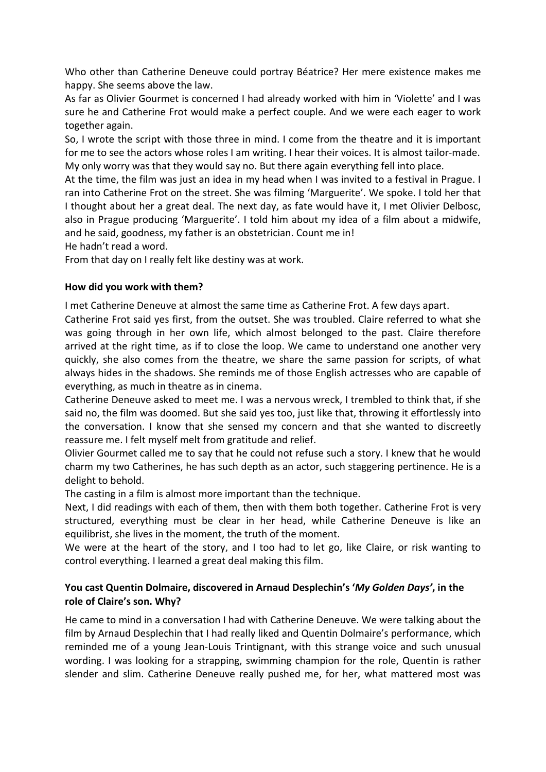Who other than Catherine Deneuve could portray Béatrice? Her mere existence makes me happy. She seems above the law.

As far as Olivier Gourmet is concerned I had already worked with him in 'Violette' and I was sure he and Catherine Frot would make a perfect couple. And we were each eager to work together again.

So, I wrote the script with those three in mind. I come from the theatre and it is important for me to see the actors whose roles I am writing. I hear their voices. It is almost tailor-made. My only worry was that they would say no. But there again everything fell into place.

At the time, the film was just an idea in my head when I was invited to a festival in Prague. I ran into Catherine Frot on the street. She was filming 'Marguerite'. We spoke. I told her that I thought about her a great deal. The next day, as fate would have it, I met Olivier Delbosc, also in Prague producing 'Marguerite'. I told him about my idea of a film about a midwife, and he said, goodness, my father is an obstetrician. Count me in!

He hadn't read a word.

From that day on I really felt like destiny was at work.

**How did you work with them?**

I met Catherine Deneuve at almost the same time as Catherine Frot. A few days apart.

Catherine Frot said yes first, from the outset. She was troubled. Claire referred to what she was going through in her own life, which almost belonged to the past. Claire therefore arrived at the right time, as if to close the loop. We came to understand one another very quickly, she also comes from the theatre, we share the same passion for scripts, of what always hides in the shadows. She reminds me of those English actresses who are capable of everything, as much in theatre as in cinema.

Catherine Deneuve asked to meet me. I was a nervous wreck, I trembled to think that, if she said no, the film was doomed. But she said yes too, just like that, throwing it effortlessly into the conversation. I know that she sensed my concern and that she wanted to discreetly reassure me. I felt myself melt from gratitude and relief.

Olivier Gourmet called me to say that he could not refuse such a story. I knew that he would charm my two Catherines, he has such depth as an actor, such staggering pertinence. He is a delight to behold.

The casting in a film is almost more important than the technique.

Next, I did readings with each of them, then with them both together. Catherine Frot is very structured, everything must be clear in her head, while Catherine Deneuve is like an equilibrist, she lives in the moment, the truth of the moment.

We were at the heart of the story, and I too had to let go, like Claire, or risk wanting to control everything. I learned a great deal making this film.

**You cast Quentin Dolmaire, discovered in Arnaud Desplechin's '*My Golden Days*', in the role of Claire's son. Why?**

He came to mind in a conversation I had with Catherine Deneuve. We were talking about the film by Arnaud Desplechin that I had really liked and Quentin Dolmaire's performance, which reminded me of a young Jean-Louis Trintignant, with this strange voice and such unusual wording. I was looking for a strapping, swimming champion for the role, Quentin is rather slender and slim. Catherine Deneuve really pushed me, for her, what mattered most was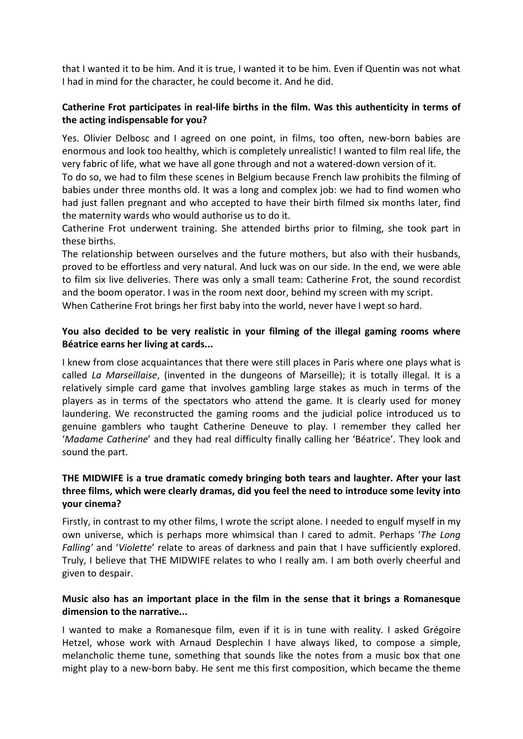that I wanted it to be him. And it is true, I wanted it to be him. Even if Quentin was not what I had in mind for the character, he could become it. And he did.

**Catherine Frot participates in real-life births in the film. Was this authenticity in terms of the acting indispensable for you?**

Yes. Olivier Delbosc and I agreed on one point, in films, too often, new-born babies are enormous and look too healthy, which is completely unrealistic! I wanted to film real life, the very fabric of life, what we have all gone through and not a watered-down version of it.
To do so, we had to film these scenes in Belgium because French law prohibits the filming of babies under three months old. It was a long and complex job: we had to find women who had just fallen pregnant and who accepted to have their birth filmed six months later, find the maternity wards who would authorise us to do it.
Catherine Frot underwent training. She attended births prior to filming, she took part in these births.
The relationship between ourselves and the future mothers, but also with their husbands, proved to be effortless and very natural. And luck was on our side. In the end, we were able to film six live deliveries. There was only a small team: Catherine Frot, the sound recordist and the boom operator. I was in the room next door, behind my screen with my script.
When Catherine Frot brings her first baby into the world, never have I wept so hard.

**You also decided to be very realistic in your filming of the illegal gaming rooms where Béatrice earns her living at cards...**

I knew from close acquaintances that there were still places in Paris where one plays what is called *La Marseillaise*, (invented in the dungeons of Marseille); it is totally illegal. It is a relatively simple card game that involves gambling large stakes as much in terms of the players as in terms of the spectators who attend the game. It is clearly used for money laundering. We reconstructed the gaming rooms and the judicial police introduced us to genuine gamblers who taught Catherine Deneuve to play. I remember they called her '*Madame Catherine*' and they had real difficulty finally calling her 'Béatrice'. They look and sound the part.

**THE MIDWIFE is a true dramatic comedy bringing both tears and laughter. After your last three films, which were clearly dramas, did you feel the need to introduce some levity into your cinema?**

Firstly, in contrast to my other films, I wrote the script alone. I needed to engulf myself in my own universe, which is perhaps more whimsical than I cared to admit. Perhaps '*The Long Falling*' and '*Violette*' relate to areas of darkness and pain that I have sufficiently explored. Truly, I believe that THE MIDWIFE relates to who I really am. I am both overly cheerful and given to despair.

**Music also has an important place in the film in the sense that it brings a Romanesque dimension to the narrative...**

I wanted to make a Romanesque film, even if it is in tune with reality. I asked Grégoire Hetzel, whose work with Arnaud Desplechin I have always liked, to compose a simple, melancholic theme tune, something that sounds like the notes from a music box that one might play to a new-born baby. He sent me this first composition, which became the theme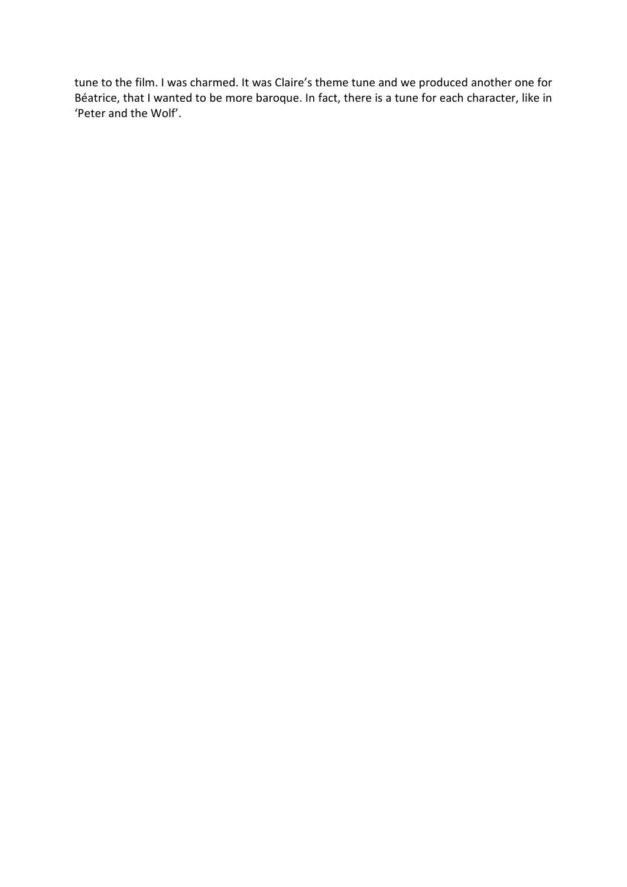tune to the film. I was charmed. It was Claire's theme tune and we produced another one for Béatrice, that I wanted to be more baroque. In fact, there is a tune for each character, like in 'Peter and the Wolf'.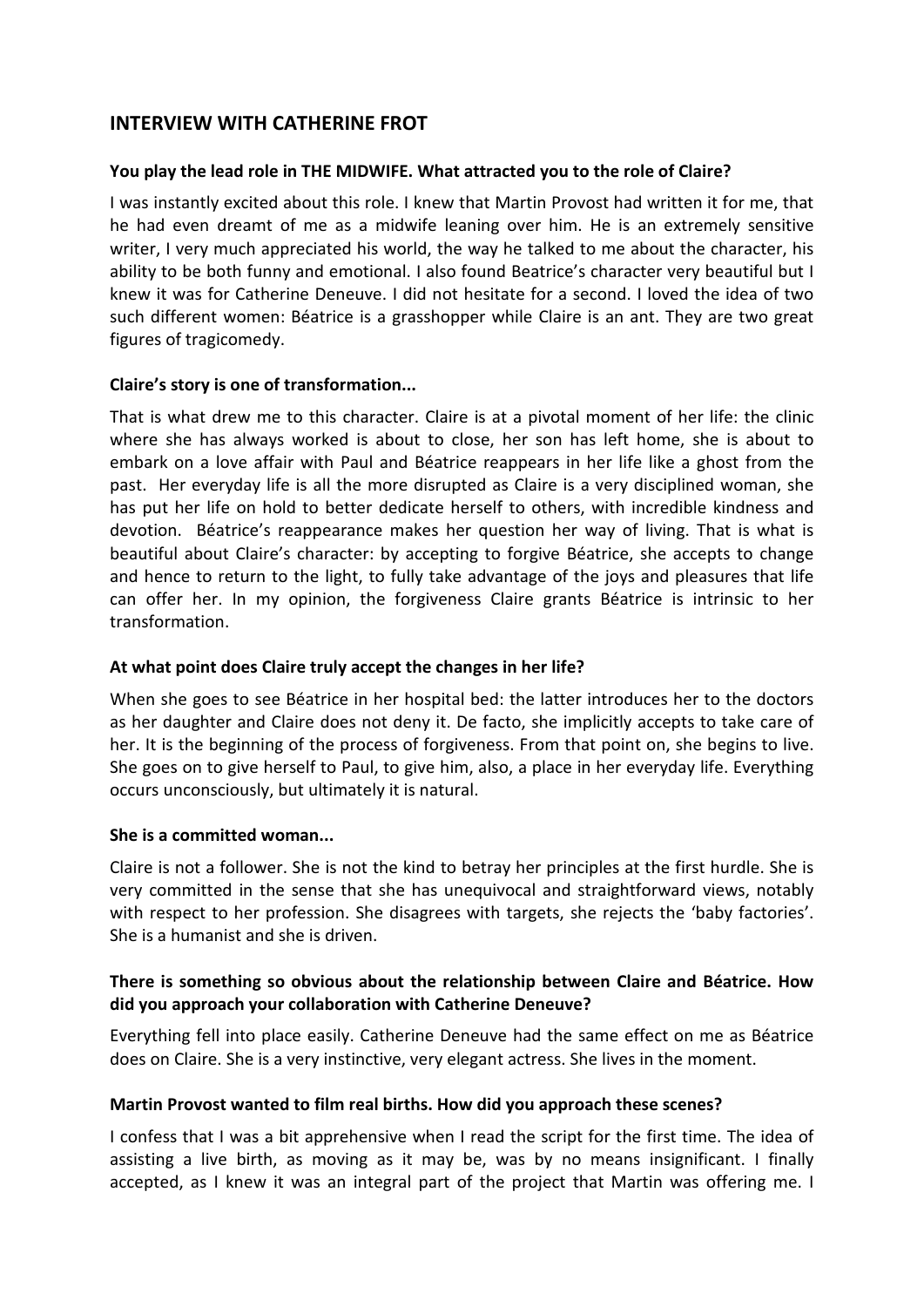## INTERVIEW WITH CATHERINE FROT

**You play the lead role in THE MIDWIFE. What attracted you to the role of Claire?**

I was instantly excited about this role. I knew that Martin Provost had written it for me, that he had even dreamt of me as a midwife leaning over him. He is an extremely sensitive writer, I very much appreciated his world, the way he talked to me about the character, his ability to be both funny and emotional. I also found Beatrice's character very beautiful but I knew it was for Catherine Deneuve. I did not hesitate for a second. I loved the idea of two such different women: Béatrice is a grasshopper while Claire is an ant. They are two great figures of tragicomedy.

**Claire's story is one of transformation...**

That is what drew me to this character. Claire is at a pivotal moment of her life: the clinic where she has always worked is about to close, her son has left home, she is about to embark on a love affair with Paul and Béatrice reappears in her life like a ghost from the past. Her everyday life is all the more disrupted as Claire is a very disciplined woman, she has put her life on hold to better dedicate herself to others, with incredible kindness and devotion. Béatrice's reappearance makes her question her way of living. That is what is beautiful about Claire's character: by accepting to forgive Béatrice, she accepts to change and hence to return to the light, to fully take advantage of the joys and pleasures that life can offer her. In my opinion, the forgiveness Claire grants Béatrice is intrinsic to her transformation.

**At what point does Claire truly accept the changes in her life?**

When she goes to see Béatrice in her hospital bed: the latter introduces her to the doctors as her daughter and Claire does not deny it. De facto, she implicitly accepts to take care of her. It is the beginning of the process of forgiveness. From that point on, she begins to live. She goes on to give herself to Paul, to give him, also, a place in her everyday life. Everything occurs unconsciously, but ultimately it is natural.

**She is a committed woman...**

Claire is not a follower. She is not the kind to betray her principles at the first hurdle. She is very committed in the sense that she has unequivocal and straightforward views, notably with respect to her profession. She disagrees with targets, she rejects the 'baby factories'. She is a humanist and she is driven.

**There is something so obvious about the relationship between Claire and Béatrice. How did you approach your collaboration with Catherine Deneuve?**

Everything fell into place easily. Catherine Deneuve had the same effect on me as Béatrice does on Claire. She is a very instinctive, very elegant actress. She lives in the moment.

**Martin Provost wanted to film real births. How did you approach these scenes?**

I confess that I was a bit apprehensive when I read the script for the first time. The idea of assisting a live birth, as moving as it may be, was by no means insignificant. I finally accepted, as I knew it was an integral part of the project that Martin was offering me. I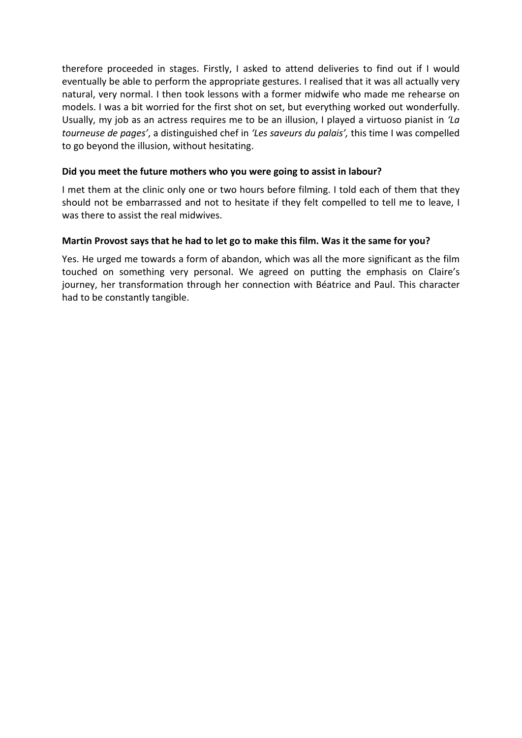therefore proceeded in stages. Firstly, I asked to attend deliveries to find out if I would eventually be able to perform the appropriate gestures. I realised that it was all actually very natural, very normal. I then took lessons with a former midwife who made me rehearse on models. I was a bit worried for the first shot on set, but everything worked out wonderfully. Usually, my job as an actress requires me to be an illusion, I played a virtuoso pianist in *'La tourneuse de pages'*, a distinguished chef in *'Les saveurs du palais',* this time I was compelled to go beyond the illusion, without hesitating.

**Did you meet the future mothers who you were going to assist in labour?**

I met them at the clinic only one or two hours before filming. I told each of them that they should not be embarrassed and not to hesitate if they felt compelled to tell me to leave, I was there to assist the real midwives.

**Martin Provost says that he had to let go to make this film. Was it the same for you?**

Yes. He urged me towards a form of abandon, which was all the more significant as the film touched on something very personal. We agreed on putting the emphasis on Claire's journey, her transformation through her connection with Béatrice and Paul. This character had to be constantly tangible.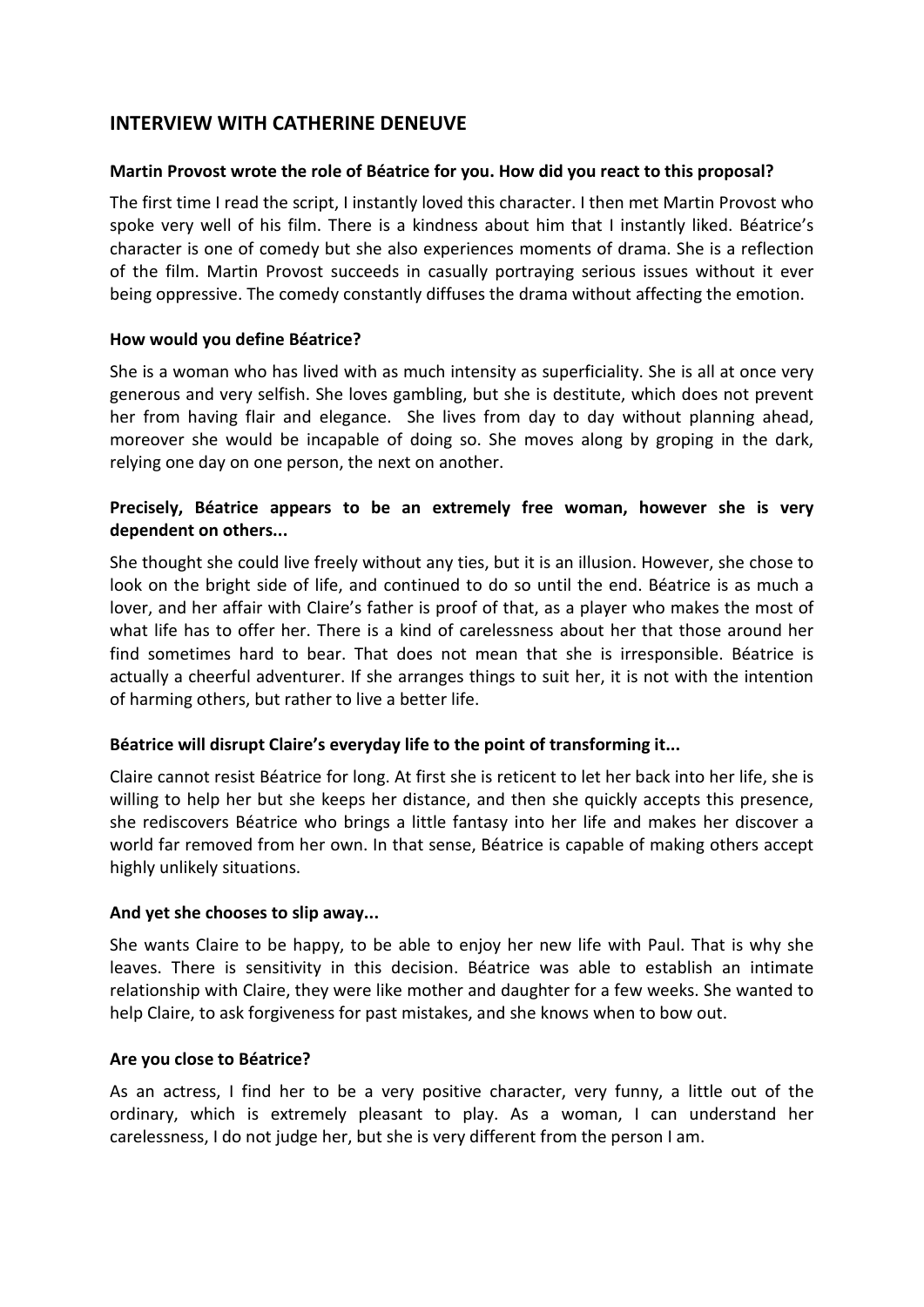## INTERVIEW WITH CATHERINE DENEUVE

**Martin Provost wrote the role of Béatrice for you. How did you react to this proposal?**

The first time I read the script, I instantly loved this character. I then met Martin Provost who spoke very well of his film. There is a kindness about him that I instantly liked. Béatrice's character is one of comedy but she also experiences moments of drama. She is a reflection of the film. Martin Provost succeeds in casually portraying serious issues without it ever being oppressive. The comedy constantly diffuses the drama without affecting the emotion.

**How would you define Béatrice?**

She is a woman who has lived with as much intensity as superficiality. She is all at once very generous and very selfish. She loves gambling, but she is destitute, which does not prevent her from having flair and elegance. She lives from day to day without planning ahead, moreover she would be incapable of doing so. She moves along by groping in the dark, relying one day on one person, the next on another.

**Precisely, Béatrice appears to be an extremely free woman, however she is very dependent on others...**

She thought she could live freely without any ties, but it is an illusion. However, she chose to look on the bright side of life, and continued to do so until the end. Béatrice is as much a lover, and her affair with Claire's father is proof of that, as a player who makes the most of what life has to offer her. There is a kind of carelessness about her that those around her find sometimes hard to bear. That does not mean that she is irresponsible. Béatrice is actually a cheerful adventurer. If she arranges things to suit her, it is not with the intention of harming others, but rather to live a better life.

**Béatrice will disrupt Claire's everyday life to the point of transforming it...**

Claire cannot resist Béatrice for long. At first she is reticent to let her back into her life, she is willing to help her but she keeps her distance, and then she quickly accepts this presence, she rediscovers Béatrice who brings a little fantasy into her life and makes her discover a world far removed from her own. In that sense, Béatrice is capable of making others accept highly unlikely situations.

**And yet she chooses to slip away...**

She wants Claire to be happy, to be able to enjoy her new life with Paul. That is why she leaves. There is sensitivity in this decision. Béatrice was able to establish an intimate relationship with Claire, they were like mother and daughter for a few weeks. She wanted to help Claire, to ask forgiveness for past mistakes, and she knows when to bow out.

**Are you close to Béatrice?**

As an actress, I find her to be a very positive character, very funny, a little out of the ordinary, which is extremely pleasant to play. As a woman, I can understand her carelessness, I do not judge her, but she is very different from the person I am.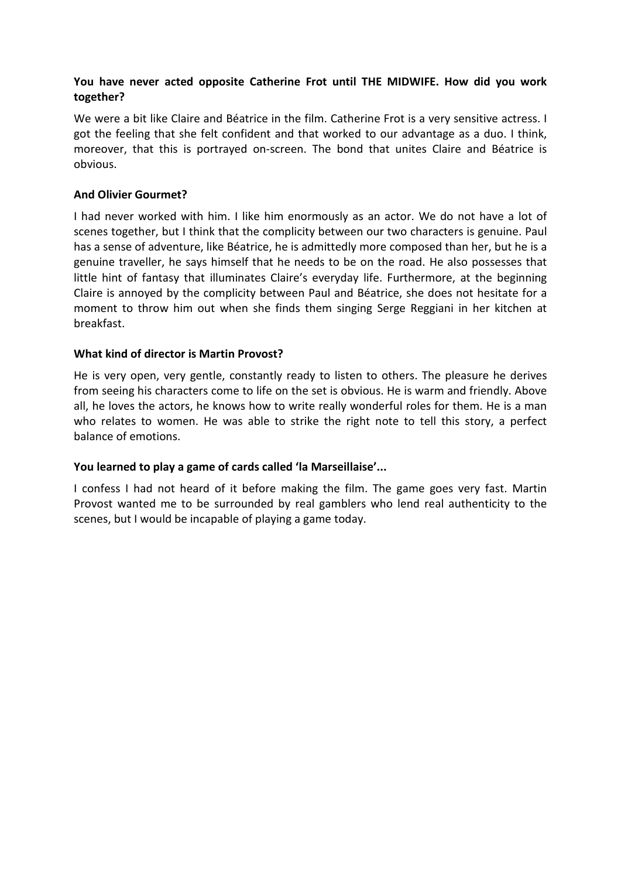**You have never acted opposite Catherine Frot until THE MIDWIFE. How did you work together?**

We were a bit like Claire and Béatrice in the film. Catherine Frot is a very sensitive actress. I got the feeling that she felt confident and that worked to our advantage as a duo. I think, moreover, that this is portrayed on-screen. The bond that unites Claire and Béatrice is obvious.

**And Olivier Gourmet?**

I had never worked with him. I like him enormously as an actor. We do not have a lot of scenes together, but I think that the complicity between our two characters is genuine. Paul has a sense of adventure, like Béatrice, he is admittedly more composed than her, but he is a genuine traveller, he says himself that he needs to be on the road. He also possesses that little hint of fantasy that illuminates Claire's everyday life. Furthermore, at the beginning Claire is annoyed by the complicity between Paul and Béatrice, she does not hesitate for a moment to throw him out when she finds them singing Serge Reggiani in her kitchen at breakfast.

**What kind of director is Martin Provost?**

He is very open, very gentle, constantly ready to listen to others. The pleasure he derives from seeing his characters come to life on the set is obvious. He is warm and friendly. Above all, he loves the actors, he knows how to write really wonderful roles for them. He is a man who relates to women. He was able to strike the right note to tell this story, a perfect balance of emotions.

**You learned to play a game of cards called 'la Marseillaise'...**

I confess I had not heard of it before making the film. The game goes very fast. Martin Provost wanted me to be surrounded by real gamblers who lend real authenticity to the scenes, but I would be incapable of playing a game today.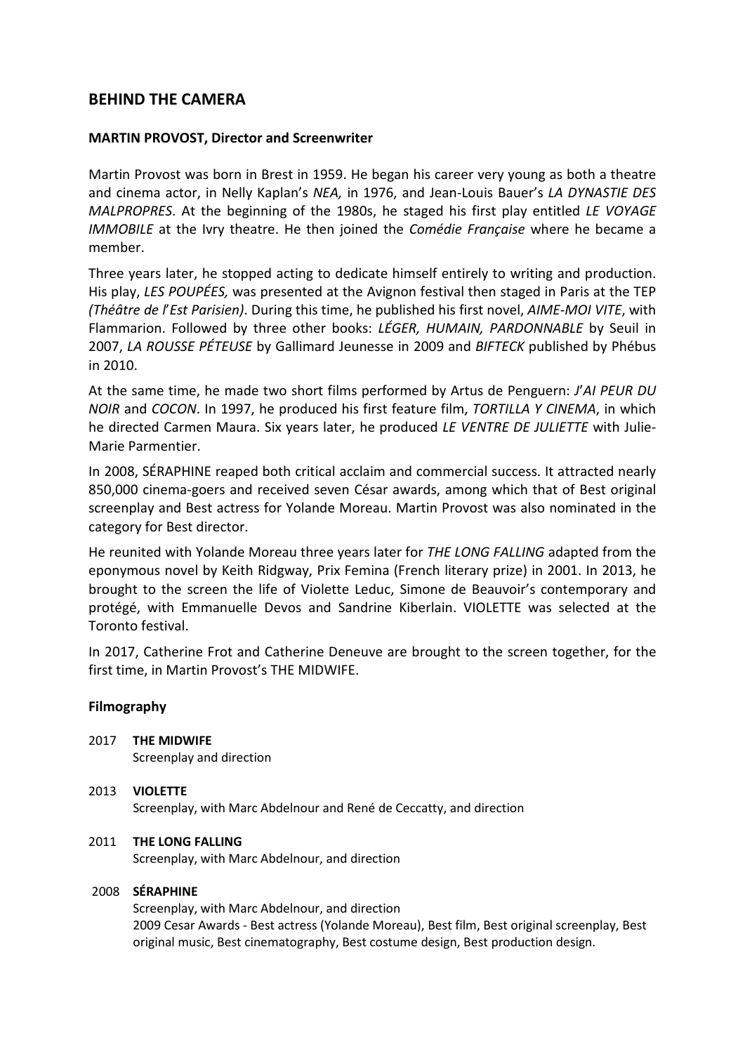## BEHIND THE CAMERA

### MARTIN PROVOST, Director and Screenwriter

Martin Provost was born in Brest in 1959. He began his career very young as both a theatre and cinema actor, in Nelly Kaplan's *NEA,* in 1976, and Jean-Louis Bauer's *LA DYNASTIE DES MALPROPRES*. At the beginning of the 1980s, he staged his first play entitled *LE VOYAGE IMMOBILE* at the Ivry theatre. He then joined the *Comédie Française* where he became a member.

Three years later, he stopped acting to dedicate himself entirely to writing and production. His play, *LES POUPÉES,* was presented at the Avignon festival then staged in Paris at the TEP *(Théâtre de l'Est Parisien)*. During this time, he published his first novel, *AIME-MOI VITE*, with Flammarion. Followed by three other books: *LÉGER, HUMAIN, PARDONNABLE* by Seuil in 2007, *LA ROUSSE PÉTEUSE* by Gallimard Jeunesse in 2009 and *BIFTECK* published by Phébus in 2010.

At the same time, he made two short films performed by Artus de Penguern: *J'AI PEUR DU NOIR* and *COCON*. In 1997, he produced his first feature film, *TORTILLA Y CINEMA*, in which he directed Carmen Maura. Six years later, he produced *LE VENTRE DE JULIETTE* with Julie-Marie Parmentier.

In 2008, SÉRAPHINE reaped both critical acclaim and commercial success. It attracted nearly 850,000 cinema-goers and received seven César awards, among which that of Best original screenplay and Best actress for Yolande Moreau. Martin Provost was also nominated in the category for Best director.

He reunited with Yolande Moreau three years later for *THE LONG FALLING* adapted from the eponymous novel by Keith Ridgway, Prix Femina (French literary prize) in 2001. In 2013, he brought to the screen the life of Violette Leduc, Simone de Beauvoir's contemporary and protégé, with Emmanuelle Devos and Sandrine Kiberlain. VIOLETTE was selected at the Toronto festival.

In 2017, Catherine Frot and Catherine Deneuve are brought to the screen together, for the first time, in Martin Provost's THE MIDWIFE.

### Filmography

2017 **THE MIDWIFE**
Screenplay and direction

2013 **VIOLETTE**
Screenplay, with Marc Abdelnour and René de Ceccatty, and direction

2011 **THE LONG FALLING**
Screenplay, with Marc Abdelnour, and direction

2008 **SÉRAPHINE**
Screenplay, with Marc Abdelnour, and direction
2009 Cesar Awards - Best actress (Yolande Moreau), Best film, Best original screenplay, Best original music, Best cinematography, Best costume design, Best production design.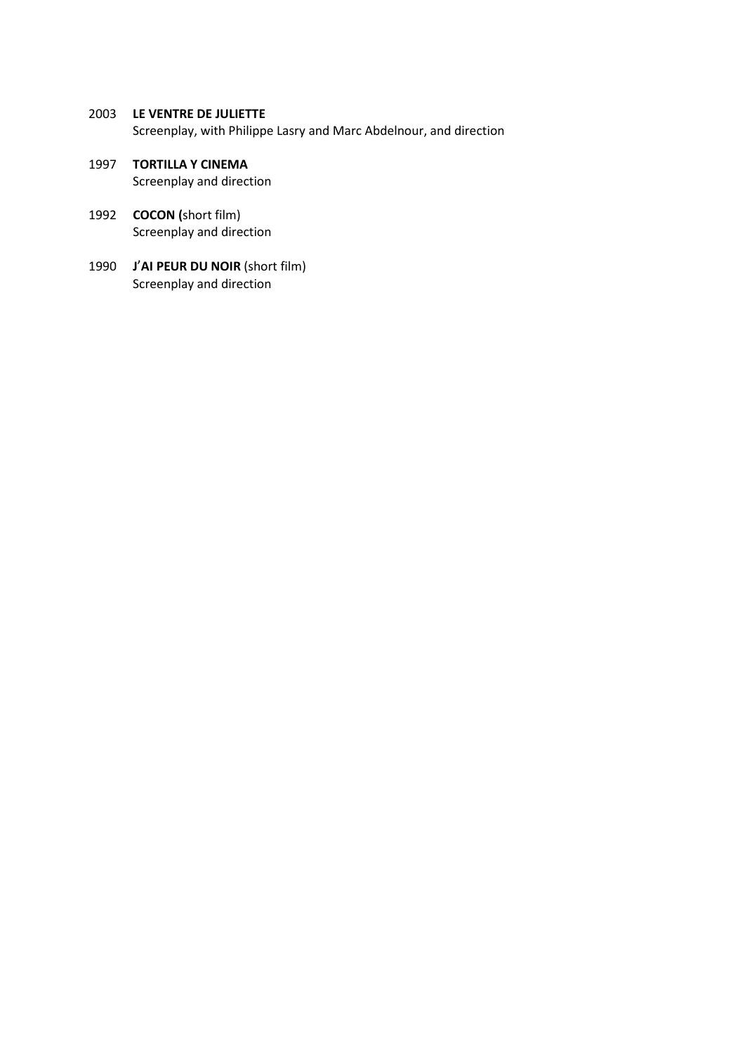2003 **LE VENTRE DE JULIETTE**
Screenplay, with Philippe Lasry and Marc Abdelnour, and direction

1997 **TORTILLA Y CINEMA**
Screenplay and direction

1992 **COCON (**short film)
Screenplay and direction

1990 **J'AI PEUR DU NOIR** (short film)
Screenplay and direction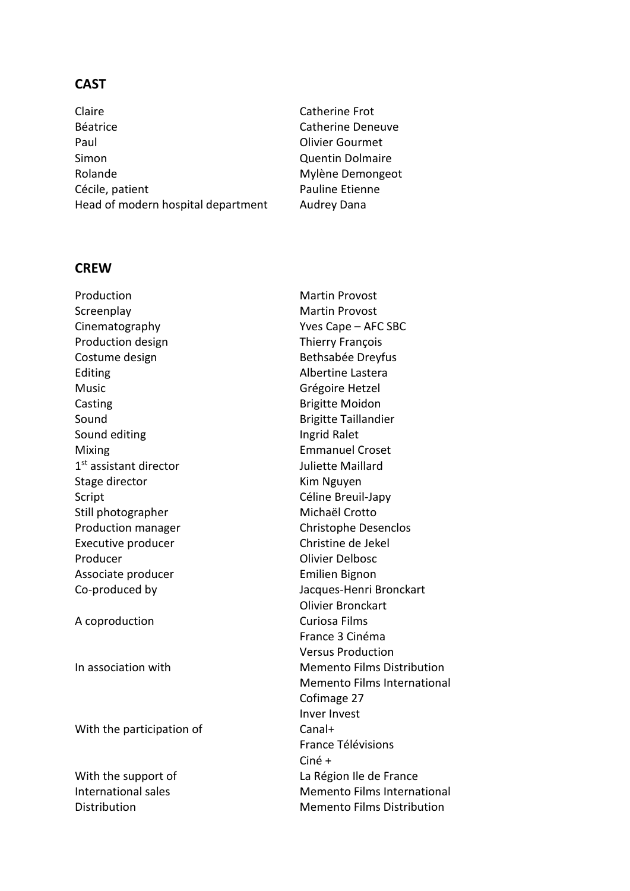## CAST

| | |
|---|---|
| Claire | Catherine Frot |
| Béatrice | Catherine Deneuve |
| Paul | Olivier Gourmet |
| Simon | Quentin Dolmaire |
| Rolande | Mylène Demongeot |
| Cécile, patient | Pauline Etienne |
| Head of modern hospital department | Audrey Dana |

## CREW

| | |
|---|---|
| Production | Martin Provost |
| Screenplay | Martin Provost |
| Cinematography | Yves Cape – AFC SBC |
| Production design | Thierry François |
| Costume design | Bethsabée Dreyfus |
| Editing | Albertine Lastera |
| Music | Grégoire Hetzel |
| Casting | Brigitte Moidon |
| Sound | Brigitte Taillandier |
| Sound editing | Ingrid Ralet |
| Mixing | Emmanuel Croset |
| 1st assistant director | Juliette Maillard |
| Stage director | Kim Nguyen |
| Script | Céline Breuil-Japy |
| Still photographer | Michaël Crotto |
| Production manager | Christophe Desenclos |
| Executive producer | Christine de Jekel |
| Producer | Olivier Delbosc |
| Associate producer | Emilien Bignon |
| Co-produced by | Jacques-Henri Bronckart<br>Olivier Bronckart |
| A coproduction | Curiosa Films<br>France 3 Cinéma<br>Versus Production |
| In association with | Memento Films Distribution<br>Memento Films International<br>Cofimage 27<br>Inver Invest |
| With the participation of | Canal+<br>France Télévisions<br>Ciné + |
| With the support of | La Région Ile de France |
| International sales | Memento Films International |
| Distribution | Memento Films Distribution |